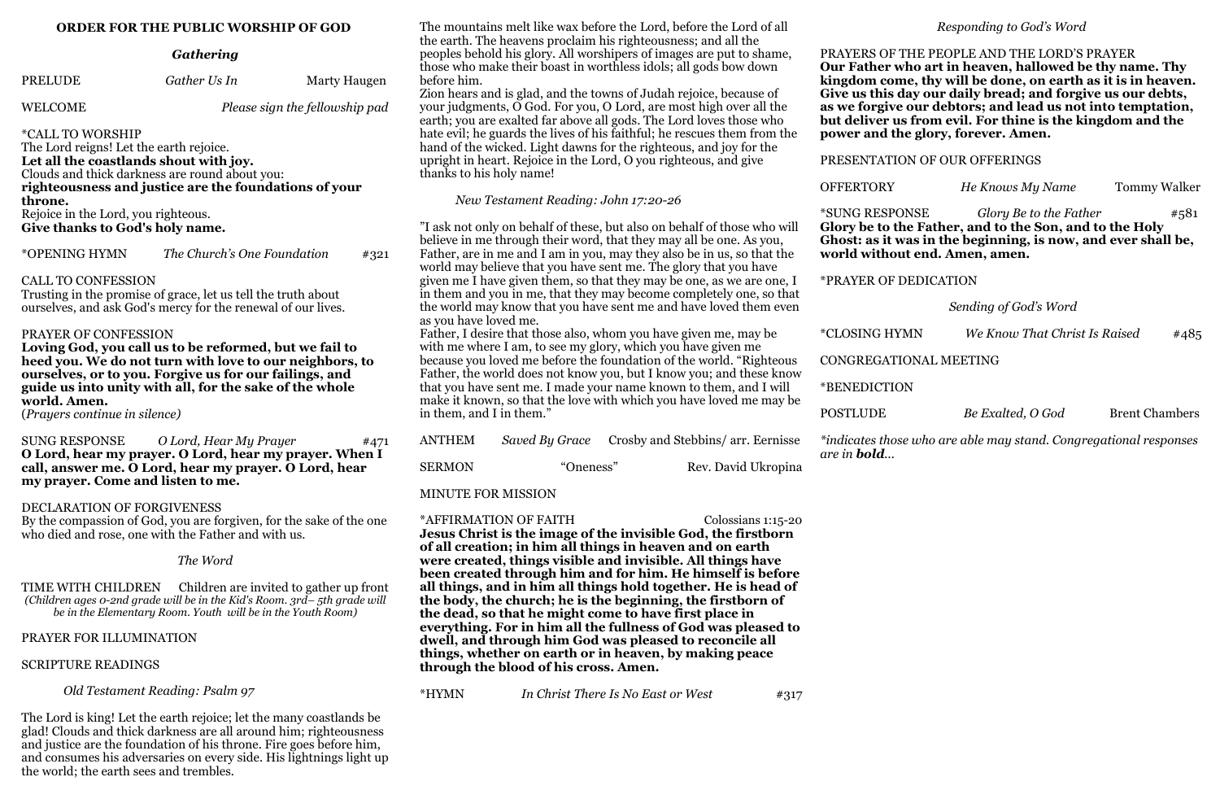# ORDER FOR THE PUBLIC WORSHIP OF GOD

## *Gathering*

PRELUDE *Gather Us In* Marty Haugen

WELCOME *Please sign the fellowship pad*

*CALL TO WORSHIP
The Lord reigns! Let the earth rejoice.
**Let all the coastlands shout with joy.**
Clouds and thick darkness are round about you:
**righteousness and justice are the foundations of your throne.**
Rejoice in the Lord, you righteous.
**Give thanks to God's holy name.**

*OPENING HYMN *The Church's One Foundation* #321

CALL TO CONFESSION
Trusting in the promise of grace, let us tell the truth about ourselves, and ask God's mercy for the renewal of our lives.

PRAYER OF CONFESSION
**Loving God, you call us to be reformed, but we fail to heed you. We do not turn with love to our neighbors, to ourselves, or to you. Forgive us for our failings, and guide us into unity with all, for the sake of the whole world. Amen.**
(*Prayers continue in silence)*

SUNG RESPONSE *O Lord, Hear My Prayer* #471
**O Lord, hear my prayer. O Lord, hear my prayer. When I call, answer me. O Lord, hear my prayer. O Lord, hear my prayer. Come and listen to me.**

DECLARATION OF FORGIVENESS
By the compassion of God, you are forgiven, for the sake of the one who died and rose, one with the Father and with us.

## *The Word*

TIME WITH CHILDREN Children are invited to gather up front
*(Children ages 0-2nd grade will be in the Kid's Room. 3rd– 5th grade will be in the Elementary Room. Youth will be in the Youth Room)*

PRAYER FOR ILLUMINATION

SCRIPTURE READINGS

*Old Testament Reading: Psalm 97*

The Lord is king! Let the earth rejoice; let the many coastlands be glad! Clouds and thick darkness are all around him; righteousness and justice are the foundation of his throne. Fire goes before him, and consumes his adversaries on every side. His lightnings light up the world; the earth sees and trembles.
The mountains melt like wax before the Lord, before the Lord of all the earth. The heavens proclaim his righteousness; and all the peoples behold his glory. All worshipers of images are put to shame, those who make their boast in worthless idols; all gods bow down before him.
Zion hears and is glad, and the towns of Judah rejoice, because of your judgments, O God. For you, O Lord, are most high over all the earth; you are exalted far above all gods. The Lord loves those who hate evil; he guards the lives of his faithful; he rescues them from the hand of the wicked. Light dawns for the righteous, and joy for the upright in heart. Rejoice in the Lord, O you righteous, and give thanks to his holy name!

*New Testament Reading: John 17:20-26*

"I ask not only on behalf of these, but also on behalf of those who will believe in me through their word, that they may all be one. As you, Father, are in me and I am in you, may they also be in us, so that the world may believe that you have sent me. The glory that you have given me I have given them, so that they may be one, as we are one, I in them and you in me, that they may become completely one, so that the world may know that you have sent me and have loved them even as you have loved me.
Father, I desire that those also, whom you have given me, may be with me where I am, to see my glory, which you have given me because you loved me before the foundation of the world. "Righteous Father, the world does not know you, but I know you; and these know that you have sent me. I made your name known to them, and I will make it known, so that the love with which you have loved me may be in them, and I in them."

ANTHEM *Saved By Grace* Crosby and Stebbins/ arr. Eernisse

SERMON "Oneness" Rev. David Ukropina

MINUTE FOR MISSION

*AFFIRMATION OF FAITH Colossians 1:15-20
**Jesus Christ is the image of the invisible God, the firstborn of all creation; in him all things in heaven and on earth were created, things visible and invisible. All things have been created through him and for him. He himself is before all things, and in him all things hold together. He is head of the body, the church; he is the beginning, the firstborn of the dead, so that he might come to have first place in everything. For in him all the fullness of God was pleased to dwell, and through him God was pleased to reconcile all things, whether on earth or in heaven, by making peace through the blood of his cross. Amen.**

*HYMN *In Christ There Is No East or West* #317

## *Responding to God's Word*

PRAYERS OF THE PEOPLE AND THE LORD'S PRAYER
**Our Father who art in heaven, hallowed be thy name. Thy kingdom come, thy will be done, on earth as it is in heaven. Give us this day our daily bread; and forgive us our debts, as we forgive our debtors; and lead us not into temptation, but deliver us from evil. For thine is the kingdom and the power and the glory, forever. Amen.**

PRESENTATION OF OUR OFFERINGS

OFFERTORY *He Knows My Name* Tommy Walker

*SUNG RESPONSE *Glory Be to the Father* #581
**Glory be to the Father, and to the Son, and to the Holy Ghost: as it was in the beginning, is now, and ever shall be, world without end. Amen, amen.**

*PRAYER OF DEDICATION

## *Sending of God's Word*

*CLOSING HYMN *We Know That Christ Is Raised* #485

CONGREGATIONAL MEETING

*BENEDICTION

POSTLUDE *Be Exalted, O God* Brent Chambers

*\*indicates those who are able may stand. Congregational responses are in **bold**...*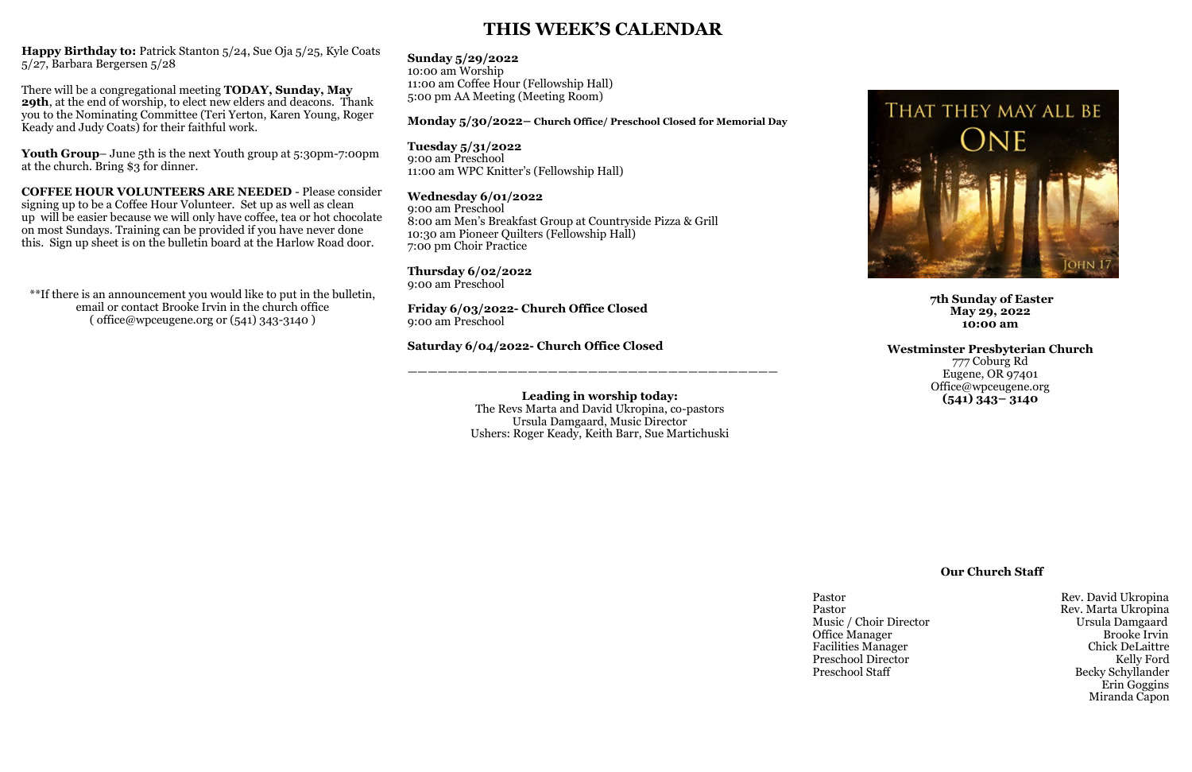**Happy Birthday to:** Patrick Stanton 5/24, Sue Oja 5/25, Kyle Coats 5/27, Barbara Bergersen 5/28

There will be a congregational meeting **TODAY, Sunday, May 29th**, at the end of worship, to elect new elders and deacons. Thank you to the Nominating Committee (Teri Yerton, Karen Young, Roger Keady and Judy Coats) for their faithful work.

**Youth Group**– June 5th is the next Youth group at 5:30pm-7:00pm at the church. Bring $3 for dinner.

**COFFEE HOUR VOLUNTEERS ARE NEEDED** - Please consider signing up to be a Coffee Hour Volunteer. Set up as well as clean up will be easier because we will only have coffee, tea or hot chocolate on most Sundays. Training can be provided if you have never done this. Sign up sheet is on the bulletin board at the Harlow Road door.

**If there is an announcement you would like to put in the bulletin, email or contact Brooke Irvin in the church office ( office@wpceugene.org or (541) 343-3140 )

# THIS WEEK'S CALENDAR

**Sunday 5/29/2022**
10:00 am Worship
11:00 am Coffee Hour (Fellowship Hall)
5:00 pm AA Meeting (Meeting Room)

**Monday 5/30/2022– Church Office/ Preschool Closed for Memorial Day**

**Tuesday 5/31/2022**
9:00 am Preschool
11:00 am WPC Knitter's (Fellowship Hall)

**Wednesday 6/01/2022**
9:00 am Preschool
8:00 am Men's Breakfast Group at Countryside Pizza & Grill
10:30 am Pioneer Quilters (Fellowship Hall)
7:00 pm Choir Practice

**Thursday 6/02/2022**
9:00 am Preschool

**Friday 6/03/2022- Church Office Closed**
9:00 am Preschool

**Saturday 6/04/2022- Church Office Closed**

---

**Leading in worship today:**
The Revs Marta and David Ukropina, co-pastors
Ursula Damgaard, Music Director
Ushers: Roger Keady, Keith Barr, Sue Martichuski

THAT THEY MAY ALL BE ONE

JOHN 17

**7th Sunday of Easter**
**May 29, 2022**
**10:00 am**

**Westminster Presbyterian Church**
777 Coburg Rd
Eugene, OR 97401
Office@wpceugene.org
**(541) 343– 3140**

**Our Church Staff**

| | |
|---|---|
| Pastor | Rev. David Ukropina |
| Pastor | Rev. Marta Ukropina |
| Music / Choir Director | Ursula Damgaard |
| Office Manager | Brooke Irvin |
| Facilities Manager | Chick DeLaittre |
| Preschool Director | Kelly Ford |
| Preschool Staff | Becky Schyllander |
| | Erin Goggins |
| | Miranda Capon |